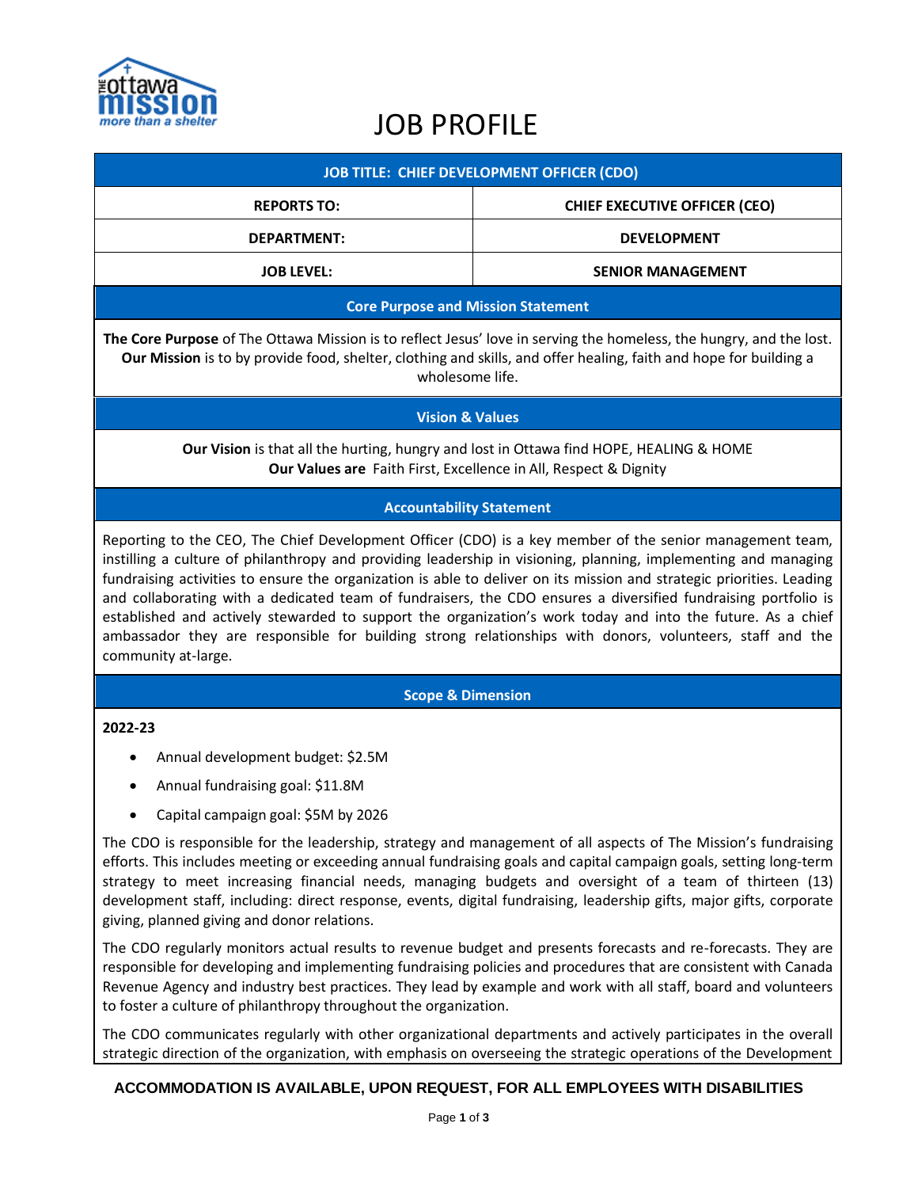# JOB PROFILE

| JOB TITLE: CHIEF DEVELOPMENT OFFICER (CDO) | |
|---|---|
| **REPORTS TO:** | **CHIEF EXECUTIVE OFFICER (CEO)** |
| **DEPARTMENT:** | **DEVELOPMENT** |
| **JOB LEVEL:** | **SENIOR MANAGEMENT** |

## Core Purpose and Mission Statement

**The Core Purpose** of The Ottawa Mission is to reflect Jesus' love in serving the homeless, the hungry, and the lost. **Our Mission** is to by provide food, shelter, clothing and skills, and offer healing, faith and hope for building a wholesome life.

## Vision & Values

**Our Vision** is that all the hurting, hungry and lost in Ottawa find HOPE, HEALING & HOME
**Our Values are** Faith First, Excellence in All, Respect & Dignity

## Accountability Statement

Reporting to the CEO, The Chief Development Officer (CDO) is a key member of the senior management team, instilling a culture of philanthropy and providing leadership in visioning, planning, implementing and managing fundraising activities to ensure the organization is able to deliver on its mission and strategic priorities. Leading and collaborating with a dedicated team of fundraisers, the CDO ensures a diversified fundraising portfolio is established and actively stewarded to support the organization's work today and into the future. As a chief ambassador they are responsible for building strong relationships with donors, volunteers, staff and the community at-large.

## Scope & Dimension

**2022-23**

- Annual development budget: $2.5M
- Annual fundraising goal: $11.8M
- Capital campaign goal: $5M by 2026

The CDO is responsible for the leadership, strategy and management of all aspects of The Mission's fundraising efforts. This includes meeting or exceeding annual fundraising goals and capital campaign goals, setting long-term strategy to meet increasing financial needs, managing budgets and oversight of a team of thirteen (13) development staff, including: direct response, events, digital fundraising, leadership gifts, major gifts, corporate giving, planned giving and donor relations.

The CDO regularly monitors actual results to revenue budget and presents forecasts and re-forecasts. They are responsible for developing and implementing fundraising policies and procedures that are consistent with Canada Revenue Agency and industry best practices. They lead by example and work with all staff, board and volunteers to foster a culture of philanthropy throughout the organization.

The CDO communicates regularly with other organizational departments and actively participates in the overall strategic direction of the organization, with emphasis on overseeing the strategic operations of the Development

**ACCOMMODATION IS AVAILABLE, UPON REQUEST, FOR ALL EMPLOYEES WITH DISABILITIES**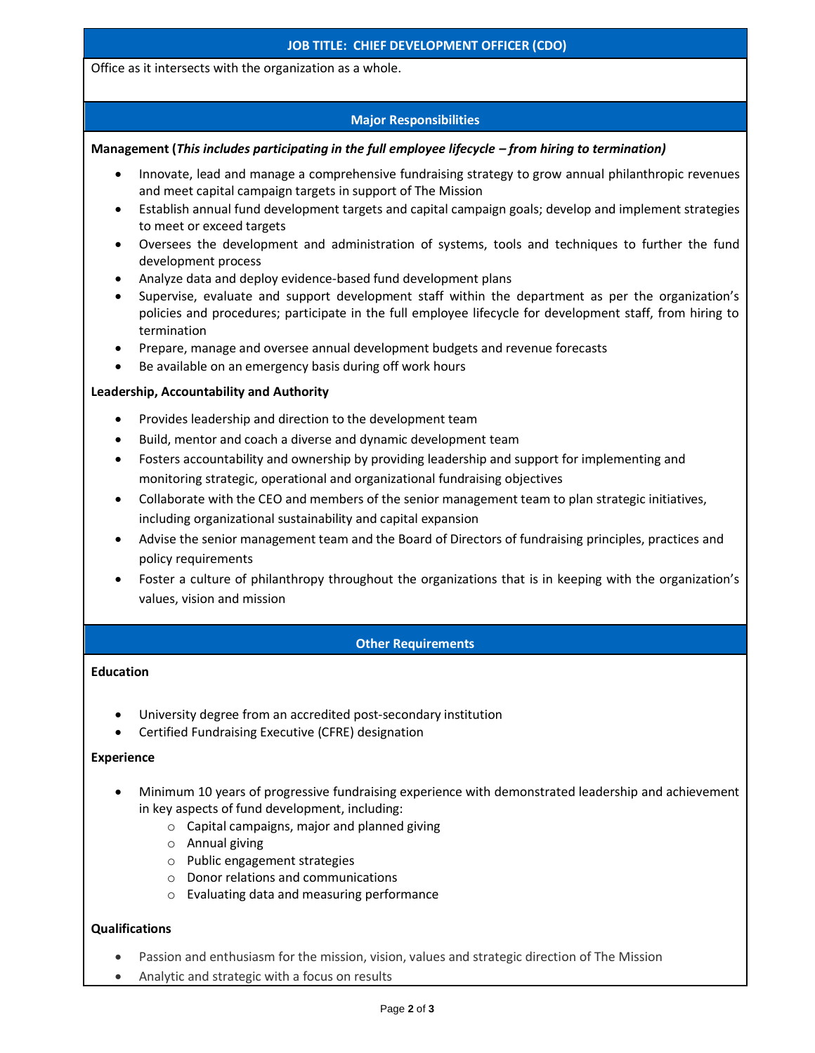## JOB TITLE: CHIEF DEVELOPMENT OFFICER (CDO)

Office as it intersects with the organization as a whole.

## Major Responsibilities

**Management (*This includes participating in the full employee lifecycle – from hiring to termination)***

- Innovate, lead and manage a comprehensive fundraising strategy to grow annual philanthropic revenues and meet capital campaign targets in support of The Mission
- Establish annual fund development targets and capital campaign goals; develop and implement strategies to meet or exceed targets
- Oversees the development and administration of systems, tools and techniques to further the fund development process
- Analyze data and deploy evidence-based fund development plans
- Supervise, evaluate and support development staff within the department as per the organization's policies and procedures; participate in the full employee lifecycle for development staff, from hiring to termination
- Prepare, manage and oversee annual development budgets and revenue forecasts
- Be available on an emergency basis during off work hours

**Leadership, Accountability and Authority**

- Provides leadership and direction to the development team
- Build, mentor and coach a diverse and dynamic development team
- Fosters accountability and ownership by providing leadership and support for implementing and monitoring strategic, operational and organizational fundraising objectives
- Collaborate with the CEO and members of the senior management team to plan strategic initiatives, including organizational sustainability and capital expansion
- Advise the senior management team and the Board of Directors of fundraising principles, practices and policy requirements
- Foster a culture of philanthropy throughout the organizations that is in keeping with the organization's values, vision and mission

## Other Requirements

**Education**

- University degree from an accredited post-secondary institution
- Certified Fundraising Executive (CFRE) designation

**Experience**

- Minimum 10 years of progressive fundraising experience with demonstrated leadership and achievement in key aspects of fund development, including:
  - Capital campaigns, major and planned giving
  - Annual giving
  - Public engagement strategies
  - Donor relations and communications
  - Evaluating data and measuring performance

**Qualifications**

- Passion and enthusiasm for the mission, vision, values and strategic direction of The Mission
- Analytic and strategic with a focus on results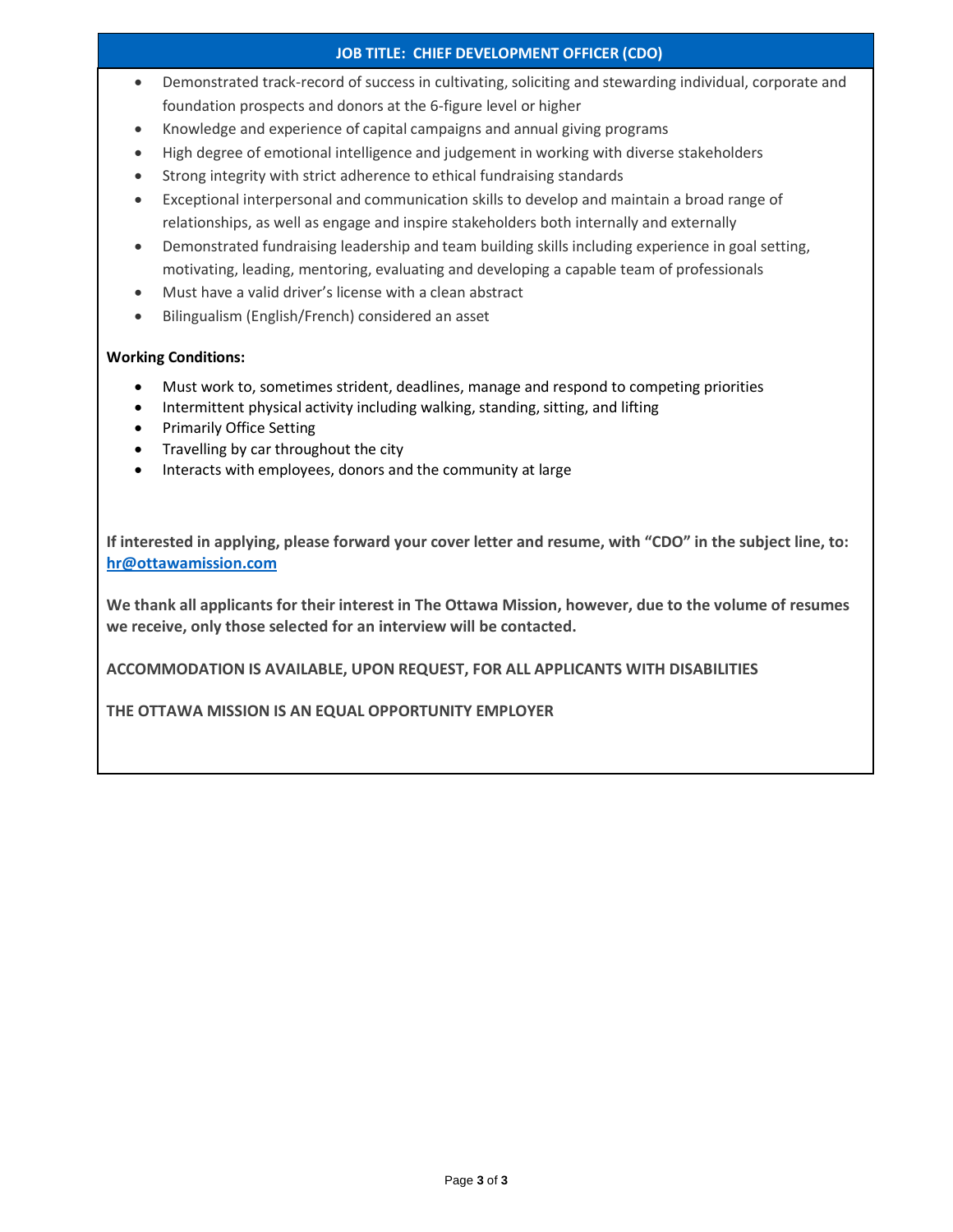**JOB TITLE: CHIEF DEVELOPMENT OFFICER (CDO)**

- Demonstrated track-record of success in cultivating, soliciting and stewarding individual, corporate and foundation prospects and donors at the 6-figure level or higher
- Knowledge and experience of capital campaigns and annual giving programs
- High degree of emotional intelligence and judgement in working with diverse stakeholders
- Strong integrity with strict adherence to ethical fundraising standards
- Exceptional interpersonal and communication skills to develop and maintain a broad range of relationships, as well as engage and inspire stakeholders both internally and externally
- Demonstrated fundraising leadership and team building skills including experience in goal setting, motivating, leading, mentoring, evaluating and developing a capable team of professionals
- Must have a valid driver's license with a clean abstract
- Bilingualism (English/French) considered an asset

**Working Conditions:**

- Must work to, sometimes strident, deadlines, manage and respond to competing priorities
- Intermittent physical activity including walking, standing, sitting, and lifting
- Primarily Office Setting
- Travelling by car throughout the city
- Interacts with employees, donors and the community at large

**If interested in applying, please forward your cover letter and resume, with "CDO" in the subject line, to: hr@ottawamission.com**

**We thank all applicants for their interest in The Ottawa Mission, however, due to the volume of resumes we receive, only those selected for an interview will be contacted.**

**ACCOMMODATION IS AVAILABLE, UPON REQUEST, FOR ALL APPLICANTS WITH DISABILITIES**

**THE OTTAWA MISSION IS AN EQUAL OPPORTUNITY EMPLOYER**